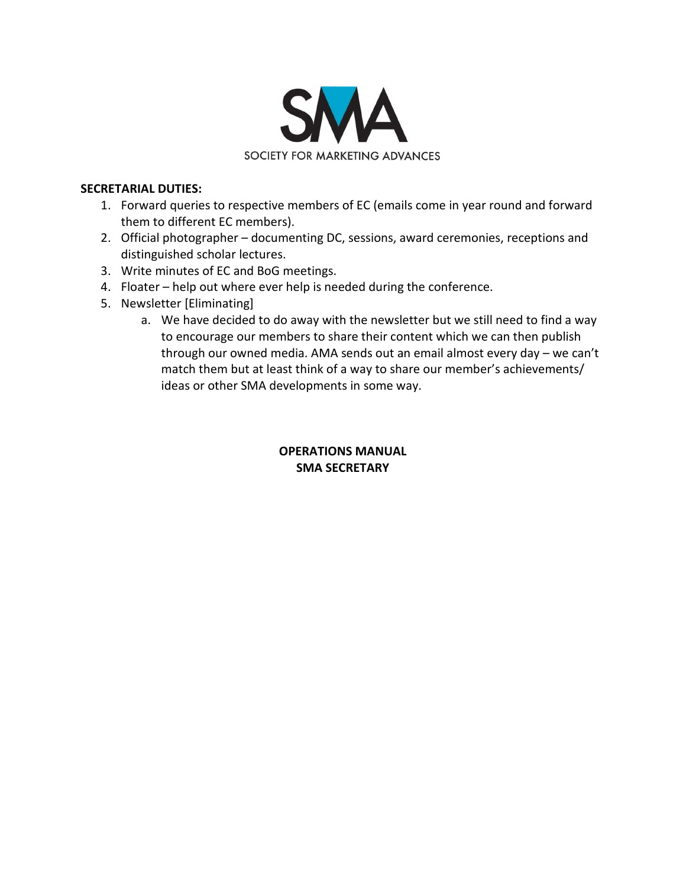SOCIETY FOR MARKETING ADVANCES

**SECRETARIAL DUTIES:**

1. Forward queries to respective members of EC (emails come in year round and forward them to different EC members).
2. Official photographer – documenting DC, sessions, award ceremonies, receptions and distinguished scholar lectures.
3. Write minutes of EC and BoG meetings.
4. Floater – help out where ever help is needed during the conference.
5. Newsletter [Eliminating]
    a. We have decided to do away with the newsletter but we still need to find a way to encourage our members to share their content which we can then publish through our owned media. AMA sends out an email almost every day – we can't match them but at least think of a way to share our member's achievements/ ideas or other SMA developments in some way.

**OPERATIONS MANUAL**
**SMA SECRETARY**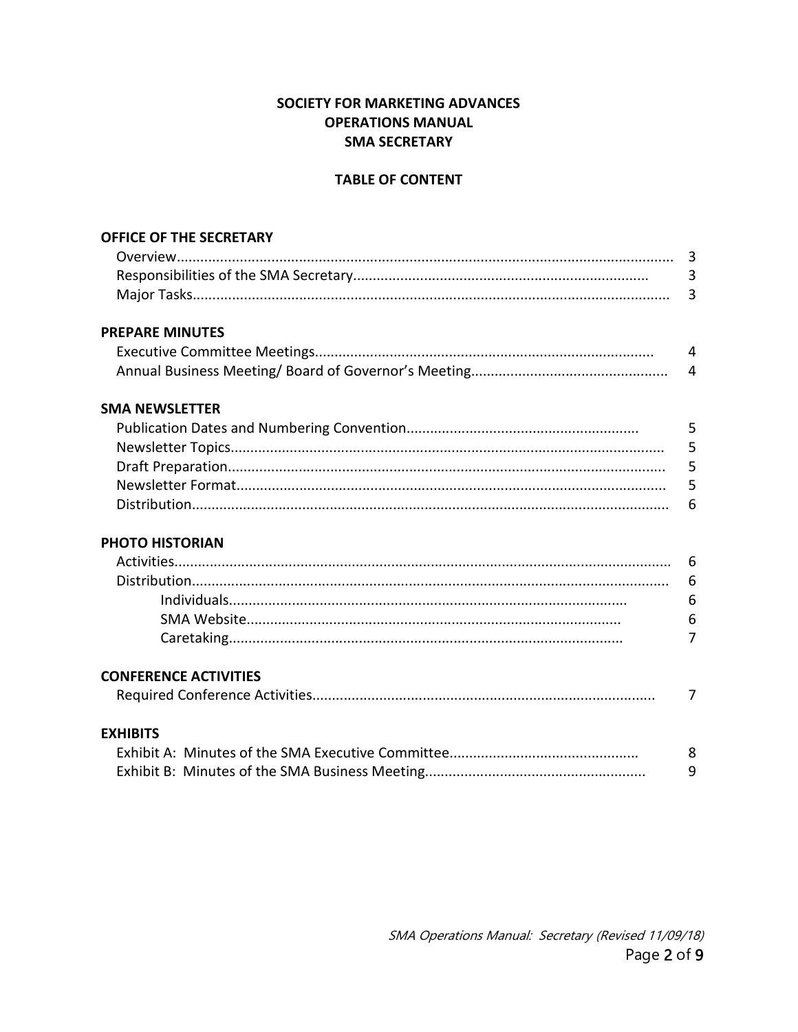**SOCIETY FOR MARKETING ADVANCES**
**OPERATIONS MANUAL**
**SMA SECRETARY**

**TABLE OF CONTENT**

**OFFICE OF THE SECRETARY**

- Overview.......... 3
- Responsibilities of the SMA Secretary.......... 3
- Major Tasks.......... 3

**PREPARE MINUTES**

- Executive Committee Meetings.......... 4
- Annual Business Meeting/ Board of Governor's Meeting.......... 4

**SMA NEWSLETTER**

- Publication Dates and Numbering Convention.......... 5
- Newsletter Topics.......... 5
- Draft Preparation.......... 5
- Newsletter Format.......... 5
- Distribution.......... 6

**PHOTO HISTORIAN**

- Activities.......... 6
- Distribution.......... 6
  - Individuals.......... 6
  - SMA Website.......... 6
  - Caretaking.......... 7

**CONFERENCE ACTIVITIES**

- Required Conference Activities.......... 7

**EXHIBITS**

- Exhibit A: Minutes of the SMA Executive Committee.......... 8
- Exhibit B: Minutes of the SMA Business Meeting.......... 9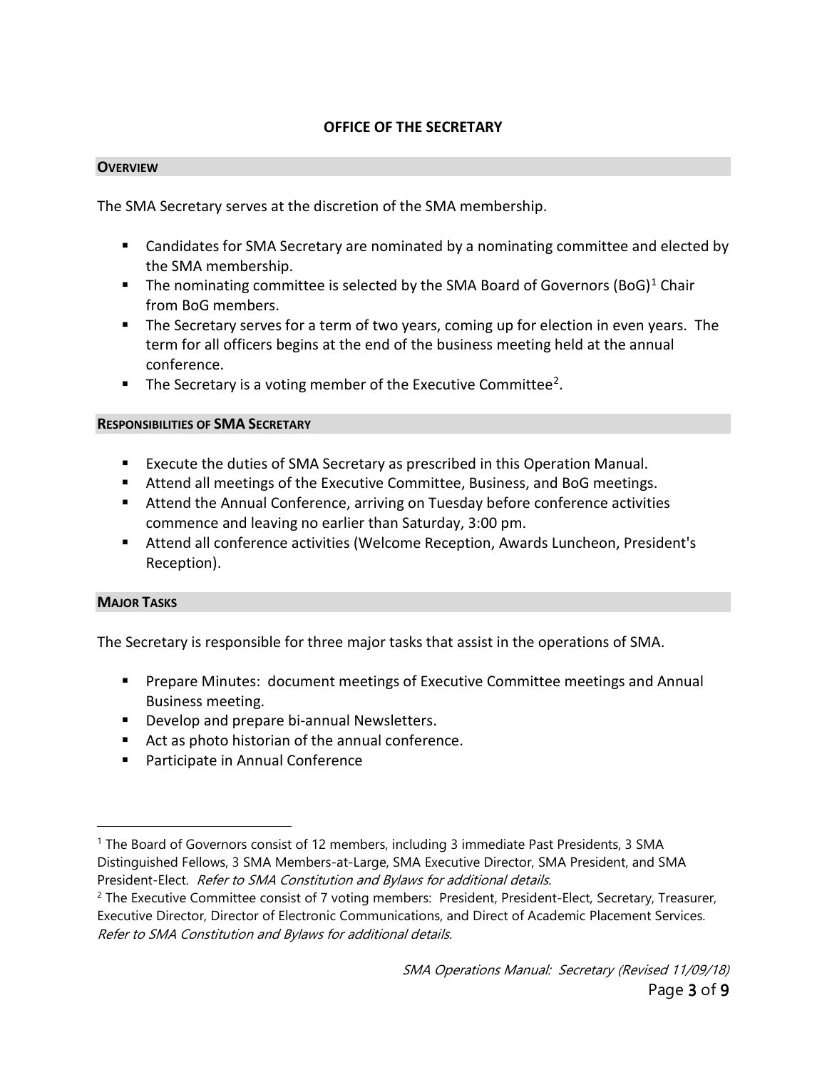# OFFICE OF THE SECRETARY

## OVERVIEW

The SMA Secretary serves at the discretion of the SMA membership.

- Candidates for SMA Secretary are nominated by a nominating committee and elected by the SMA membership.
- The nominating committee is selected by the SMA Board of Governors (BoG)[1] Chair from BoG members.
- The Secretary serves for a term of two years, coming up for election in even years. The term for all officers begins at the end of the business meeting held at the annual conference.
- The Secretary is a voting member of the Executive Committee[2].

## RESPONSIBILITIES OF SMA SECRETARY

- Execute the duties of SMA Secretary as prescribed in this Operation Manual.
- Attend all meetings of the Executive Committee, Business, and BoG meetings.
- Attend the Annual Conference, arriving on Tuesday before conference activities commence and leaving no earlier than Saturday, 3:00 pm.
- Attend all conference activities (Welcome Reception, Awards Luncheon, President's Reception).

## MAJOR TASKS

The Secretary is responsible for three major tasks that assist in the operations of SMA.

- Prepare Minutes: document meetings of Executive Committee meetings and Annual Business meeting.
- Develop and prepare bi-annual Newsletters.
- Act as photo historian of the annual conference.
- Participate in Annual Conference

---

[1] The Board of Governors consist of 12 members, including 3 immediate Past Presidents, 3 SMA Distinguished Fellows, 3 SMA Members-at-Large, SMA Executive Director, SMA President, and SMA President-Elect. *Refer to SMA Constitution and Bylaws for additional details.*

[2] The Executive Committee consist of 7 voting members: President, President-Elect, Secretary, Treasurer, Executive Director, Director of Electronic Communications, and Direct of Academic Placement Services. *Refer to SMA Constitution and Bylaws for additional details.*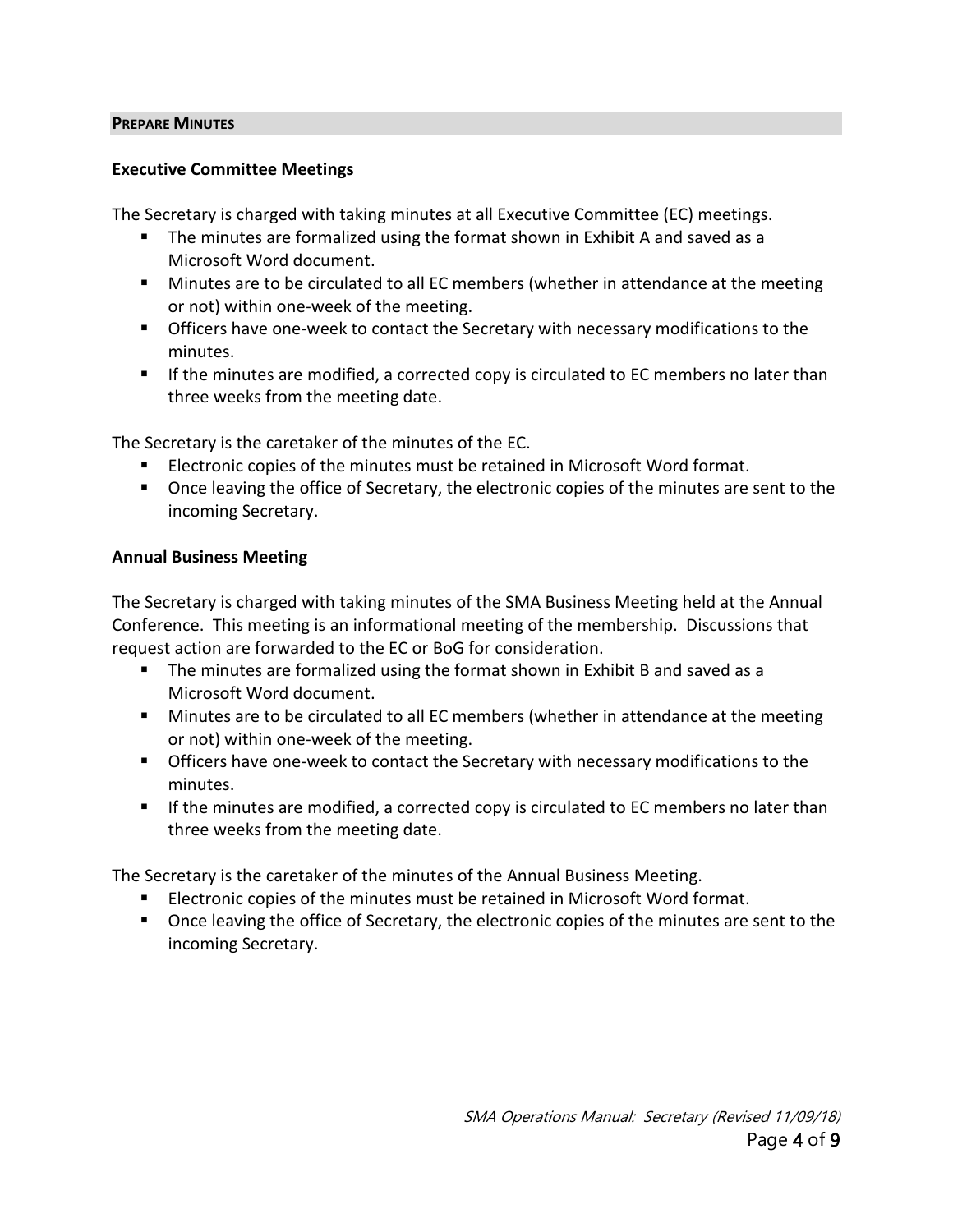## PREPARE MINUTES

### Executive Committee Meetings

The Secretary is charged with taking minutes at all Executive Committee (EC) meetings.

- The minutes are formalized using the format shown in Exhibit A and saved as a Microsoft Word document.
- Minutes are to be circulated to all EC members (whether in attendance at the meeting or not) within one-week of the meeting.
- Officers have one-week to contact the Secretary with necessary modifications to the minutes.
- If the minutes are modified, a corrected copy is circulated to EC members no later than three weeks from the meeting date.

The Secretary is the caretaker of the minutes of the EC.

- Electronic copies of the minutes must be retained in Microsoft Word format.
- Once leaving the office of Secretary, the electronic copies of the minutes are sent to the incoming Secretary.

### Annual Business Meeting

The Secretary is charged with taking minutes of the SMA Business Meeting held at the Annual Conference. This meeting is an informational meeting of the membership. Discussions that request action are forwarded to the EC or BoG for consideration.

- The minutes are formalized using the format shown in Exhibit B and saved as a Microsoft Word document.
- Minutes are to be circulated to all EC members (whether in attendance at the meeting or not) within one-week of the meeting.
- Officers have one-week to contact the Secretary with necessary modifications to the minutes.
- If the minutes are modified, a corrected copy is circulated to EC members no later than three weeks from the meeting date.

The Secretary is the caretaker of the minutes of the Annual Business Meeting.

- Electronic copies of the minutes must be retained in Microsoft Word format.
- Once leaving the office of Secretary, the electronic copies of the minutes are sent to the incoming Secretary.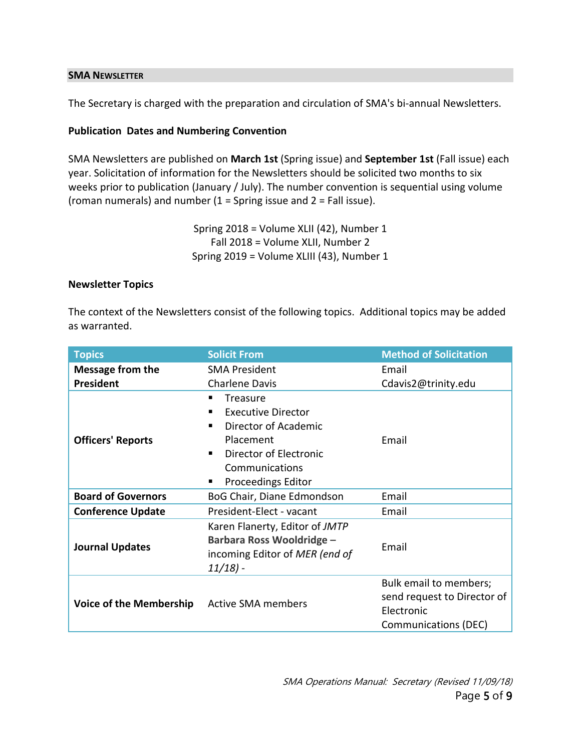## SMA Newsletter

The Secretary is charged with the preparation and circulation of SMA's bi-annual Newsletters.

### Publication Dates and Numbering Convention

SMA Newsletters are published on **March 1st** (Spring issue) and **September 1st** (Fall issue) each year. Solicitation of information for the Newsletters should be solicited two months to six weeks prior to publication (January / July). The number convention is sequential using volume (roman numerals) and number (1 = Spring issue and 2 = Fall issue).

Spring 2018 = Volume XLII (42), Number 1
Fall 2018 = Volume XLII, Number 2
Spring 2019 = Volume XLIII (43), Number 1

### Newsletter Topics

The context of the Newsletters consist of the following topics. Additional topics may be added as warranted.

| Topics | Solicit From | Method of Solicitation |
|---|---|---|
| **Message from the President** | SMA President Charlene Davis | Email Cdavis2@trinity.edu |
| **Officers' Reports** | ▪ Treasure<br>▪ Executive Director<br>▪ Director of Academic Placement<br>▪ Director of Electronic Communications<br>▪ Proceedings Editor | Email |
| **Board of Governors** | BoG Chair, Diane Edmondson | Email |
| **Conference Update** | President-Elect - vacant | Email |
| **Journal Updates** | Karen Flanerty, Editor of *JMTP*<br>**Barbara Ross Wooldridge** – incoming Editor of *MER (end of 11/18) -* | Email |
| **Voice of the Membership** | Active SMA members | Bulk email to members; send request to Director of Electronic Communications (DEC) |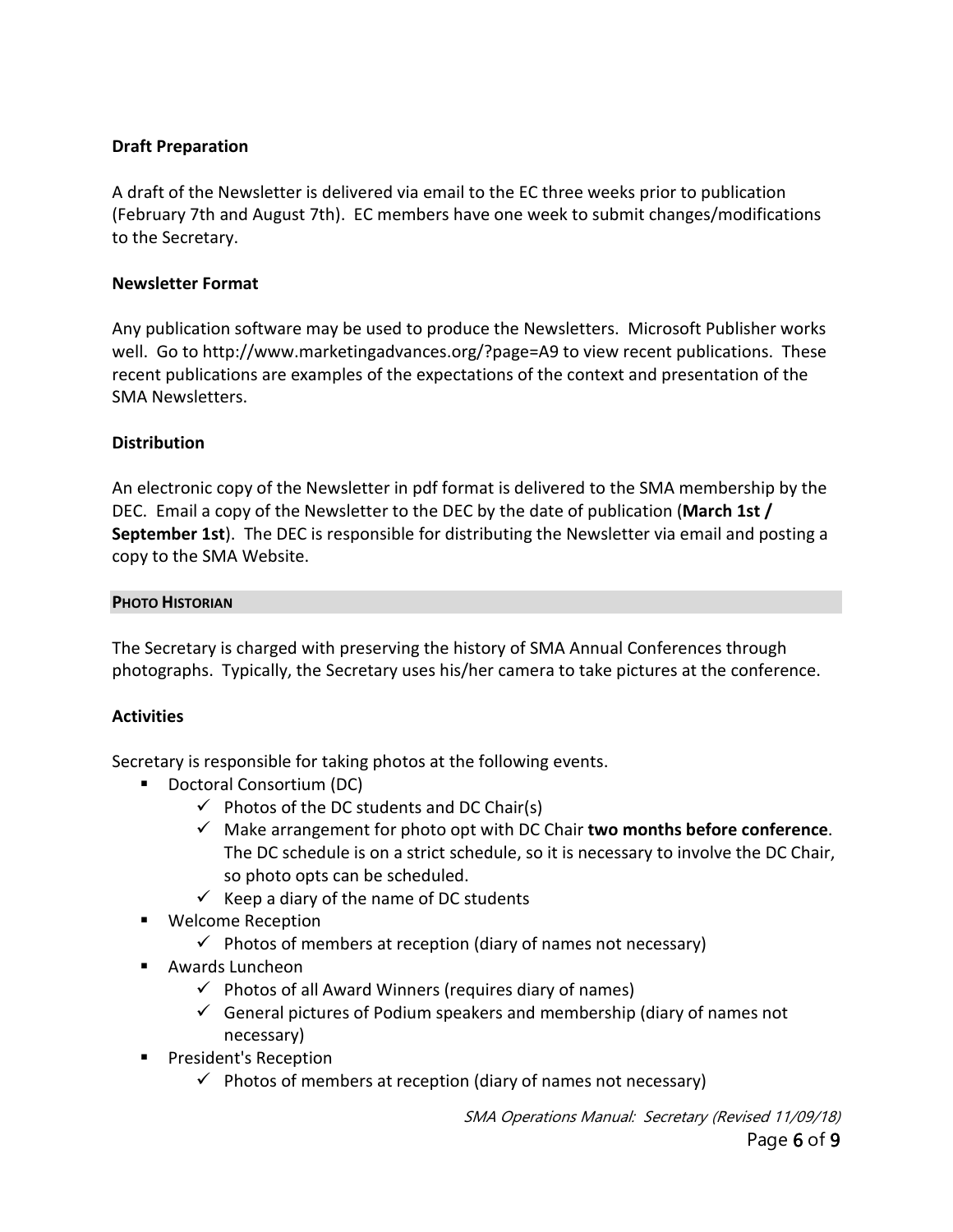### Draft Preparation

A draft of the Newsletter is delivered via email to the EC three weeks prior to publication (February 7th and August 7th). EC members have one week to submit changes/modifications to the Secretary.

### Newsletter Format

Any publication software may be used to produce the Newsletters. Microsoft Publisher works well. Go to http://www.marketingadvances.org/?page=A9 to view recent publications. These recent publications are examples of the expectations of the context and presentation of the SMA Newsletters.

### Distribution

An electronic copy of the Newsletter in pdf format is delivered to the SMA membership by the DEC. Email a copy of the Newsletter to the DEC by the date of publication (**March 1st / September 1st**). The DEC is responsible for distributing the Newsletter via email and posting a copy to the SMA Website.

## PHOTO HISTORIAN

The Secretary is charged with preserving the history of SMA Annual Conferences through photographs. Typically, the Secretary uses his/her camera to take pictures at the conference.

### Activities

Secretary is responsible for taking photos at the following events.

- Doctoral Consortium (DC)
  - ✓ Photos of the DC students and DC Chair(s)
  - ✓ Make arrangement for photo opt with DC Chair **two months before conference**. The DC schedule is on a strict schedule, so it is necessary to involve the DC Chair, so photo opts can be scheduled.
  - ✓ Keep a diary of the name of DC students
- Welcome Reception
  - ✓ Photos of members at reception (diary of names not necessary)
- Awards Luncheon
  - ✓ Photos of all Award Winners (requires diary of names)
  - ✓ General pictures of Podium speakers and membership (diary of names not necessary)
- President's Reception
  - ✓ Photos of members at reception (diary of names not necessary)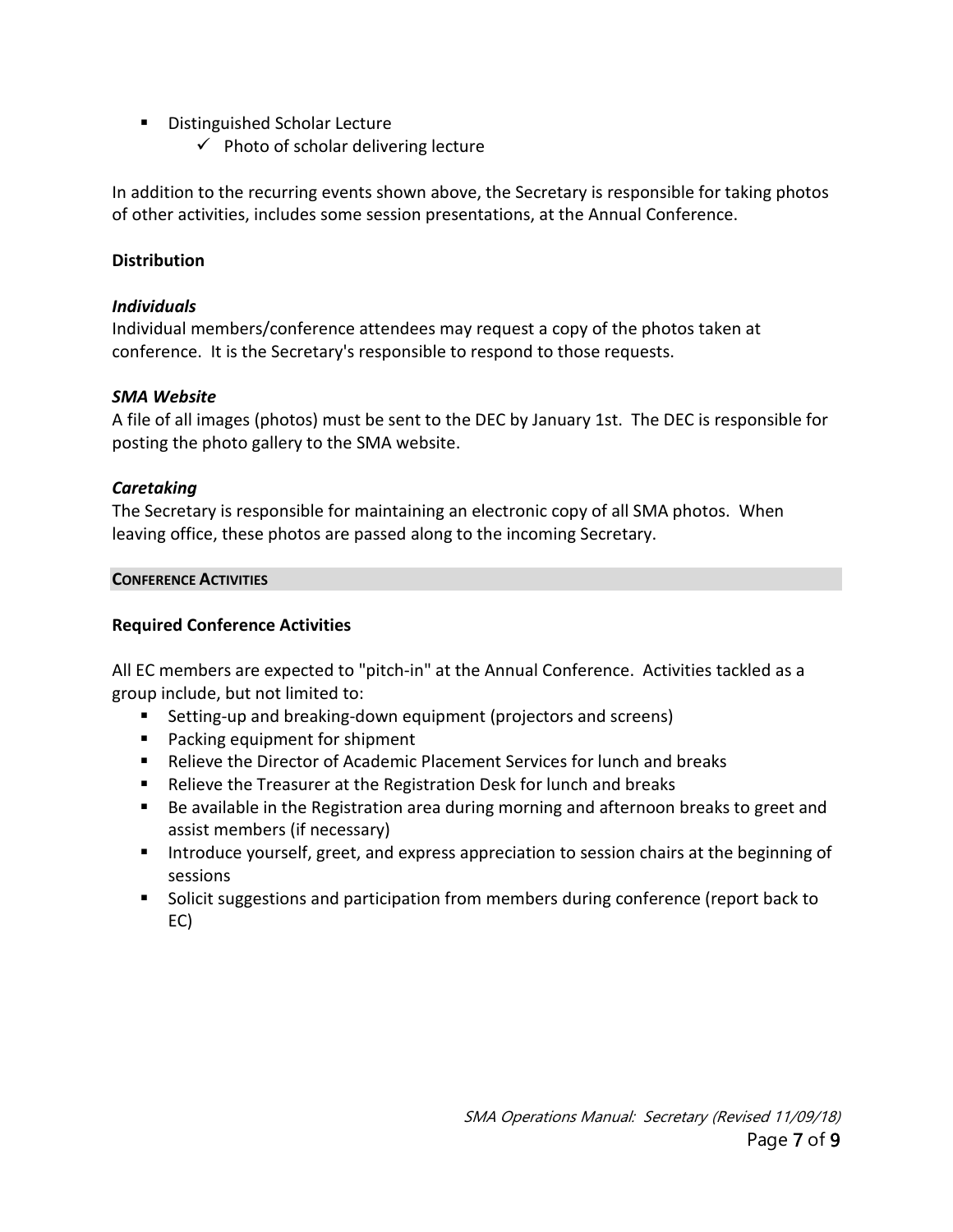- Distinguished Scholar Lecture
  - ✓ Photo of scholar delivering lecture

In addition to the recurring events shown above, the Secretary is responsible for taking photos of other activities, includes some session presentations, at the Annual Conference.

**Distribution**

***Individuals***

Individual members/conference attendees may request a copy of the photos taken at conference. It is the Secretary's responsible to respond to those requests.

***SMA Website***

A file of all images (photos) must be sent to the DEC by January 1st. The DEC is responsible for posting the photo gallery to the SMA website.

***Caretaking***

The Secretary is responsible for maintaining an electronic copy of all SMA photos. When leaving office, these photos are passed along to the incoming Secretary.

## CONFERENCE ACTIVITIES

**Required Conference Activities**

All EC members are expected to "pitch-in" at the Annual Conference. Activities tackled as a group include, but not limited to:

- Setting-up and breaking-down equipment (projectors and screens)
- Packing equipment for shipment
- Relieve the Director of Academic Placement Services for lunch and breaks
- Relieve the Treasurer at the Registration Desk for lunch and breaks
- Be available in the Registration area during morning and afternoon breaks to greet and assist members (if necessary)
- Introduce yourself, greet, and express appreciation to session chairs at the beginning of sessions
- Solicit suggestions and participation from members during conference (report back to EC)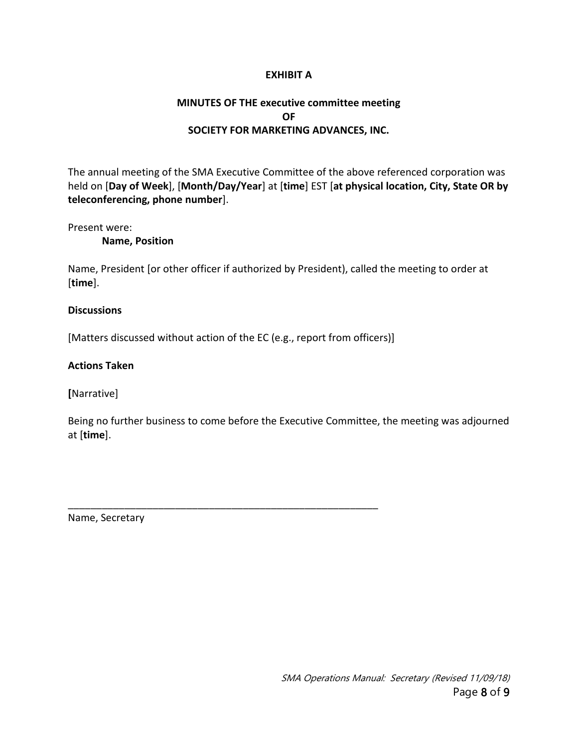**EXHIBIT A**

**MINUTES OF THE executive committee meeting**
**OF**
**SOCIETY FOR MARKETING ADVANCES, INC.**

The annual meeting of the SMA Executive Committee of the above referenced corporation was held on [**Day of Week**], [**Month/Day/Year**] at [**time**] EST [**at physical location, City, State OR by teleconferencing, phone number**].

Present were:

**Name, Position**

Name, President [or other officer if authorized by President), called the meeting to order at [**time**].

**Discussions**

[Matters discussed without action of the EC (e.g., report from officers)]

**Actions Taken**

**[**Narrative]

Being no further business to come before the Executive Committee, the meeting was adjourned at [**time**].

\_\_\_\_\_\_\_\_\_\_\_\_\_\_\_\_\_\_\_\_\_\_\_\_\_\_\_\_\_\_\_\_\_\_\_\_\_\_\_\_\_\_\_\_\_\_\_\_\_\_\_\_\_\_

Name, Secretary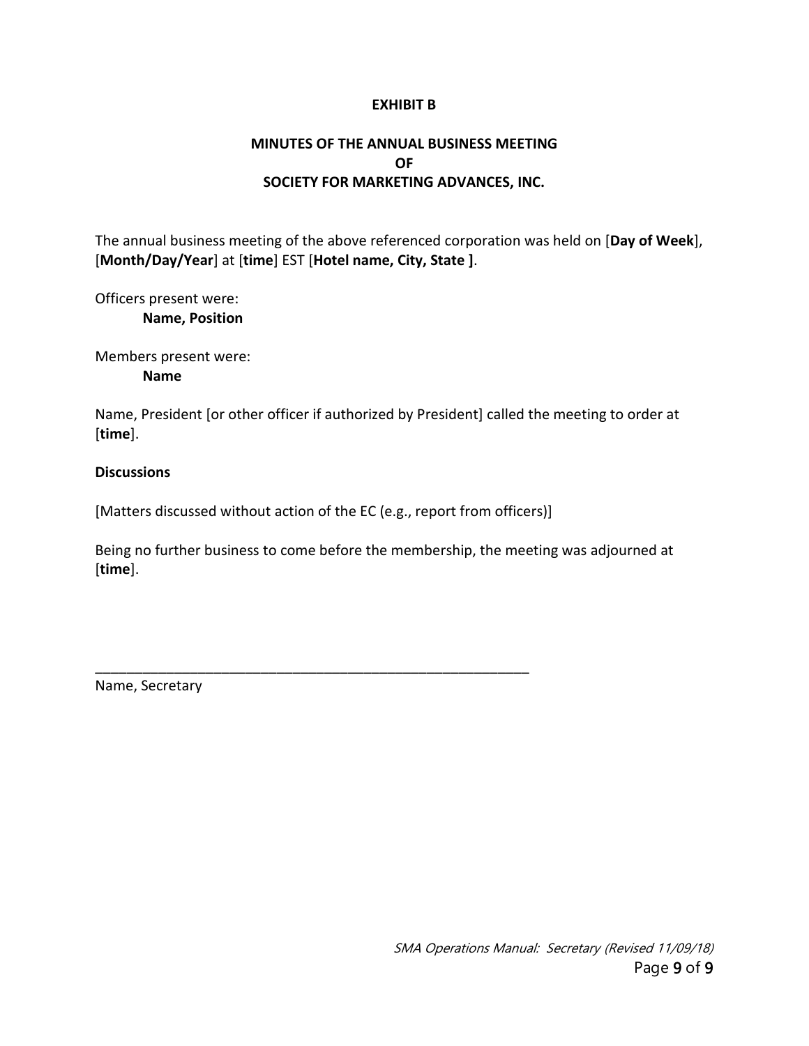**EXHIBIT B**

**MINUTES OF THE ANNUAL BUSINESS MEETING
OF
SOCIETY FOR MARKETING ADVANCES, INC.**

The annual business meeting of the above referenced corporation was held on [**Day of Week**], [**Month/Day/Year**] at [**time**] EST [**Hotel name, City, State ]**.

Officers present were:

**Name, Position**

Members present were:

**Name**

Name, President [or other officer if authorized by President] called the meeting to order at [**time**].

**Discussions**

[Matters discussed without action of the EC (e.g., report from officers)]

Being no further business to come before the membership, the meeting was adjourned at [**time**].

\_\_\_\_\_\_\_\_\_\_\_\_\_\_\_\_\_\_\_\_\_\_\_\_\_\_\_\_\_\_\_\_\_\_\_\_\_\_\_\_\_\_\_\_\_\_\_\_\_\_\_\_\_\_\_\_

Name, Secretary